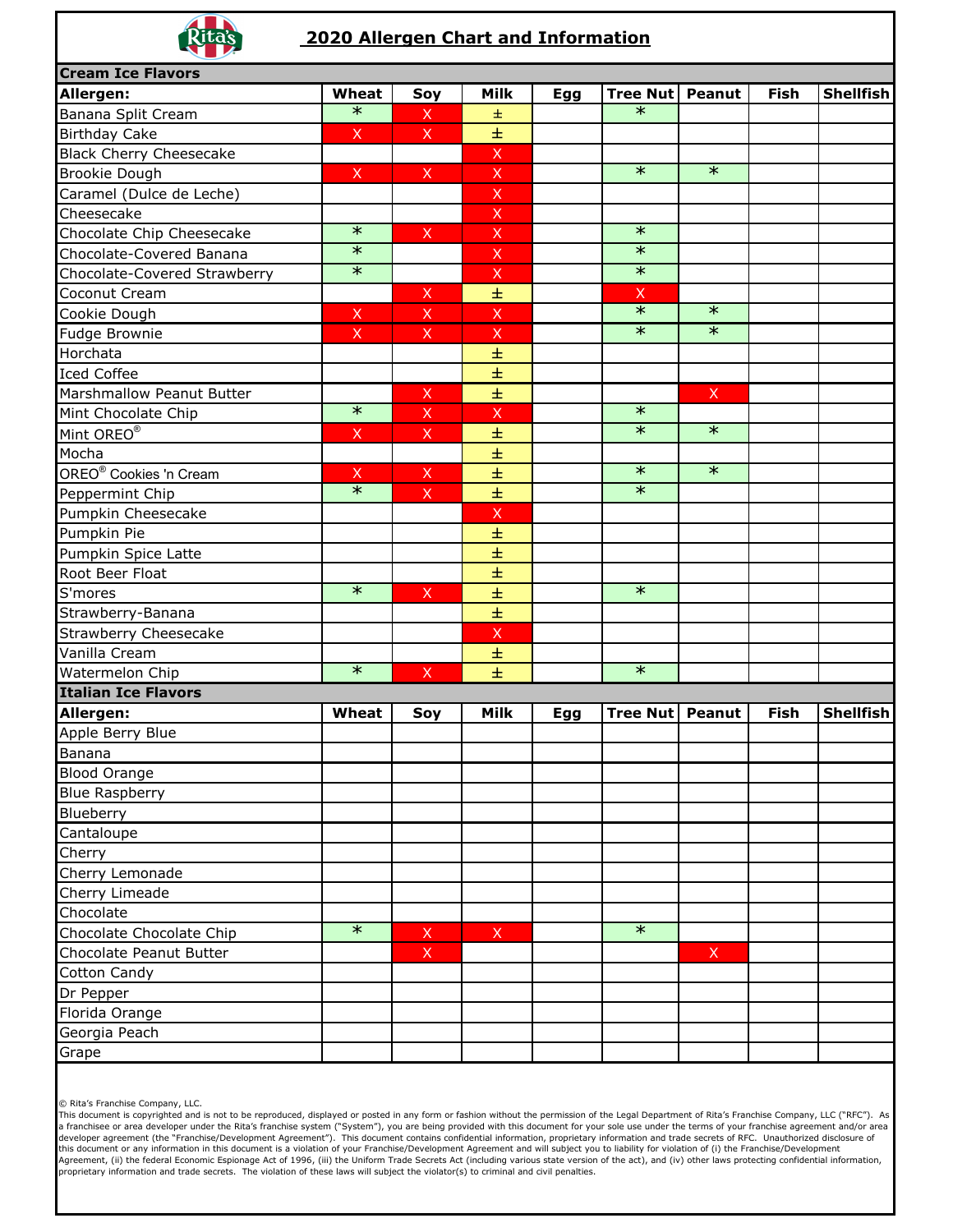# 2020 Allergen Chart and Information

## Cream Ice Flavors

| Allergen: | Wheat | Soy | Milk | Egg | Tree Nut | Peanut | Fish | Shellfish |
|---|---|---|---|---|---|---|---|---|
| Banana Split Cream | * | X | ± | | * | | | |
| Birthday Cake | X | X | ± | | | | | |
| Black Cherry Cheesecake | | | X | | | | | |
| Brookie Dough | X | X | X | | * | * | | |
| Caramel (Dulce de Leche) | | | X | | | | | |
| Cheesecake | | | X | | | | | |
| Chocolate Chip Cheesecake | * | X | X | | * | | | |
| Chocolate-Covered Banana | * | | X | | * | | | |
| Chocolate-Covered Strawberry | * | | X | | * | | | |
| Coconut Cream | | X | ± | | X | | | |
| Cookie Dough | X | X | X | | * | * | | |
| Fudge Brownie | X | X | X | | * | * | | |
| Horchata | | | ± | | | | | |
| Iced Coffee | | | ± | | | | | |
| Marshmallow Peanut Butter | | X | ± | | | X | | |
| Mint Chocolate Chip | * | X | X | | * | | | |
| Mint OREO® | X | X | ± | | * | * | | |
| Mocha | | | ± | | | | | |
| OREO® Cookies 'n Cream | X | X | ± | | * | * | | |
| Peppermint Chip | * | X | ± | | * | | | |
| Pumpkin Cheesecake | | | X | | | | | |
| Pumpkin Pie | | | ± | | | | | |
| Pumpkin Spice Latte | | | ± | | | | | |
| Root Beer Float | | | ± | | | | | |
| S'mores | * | X | ± | | * | | | |
| Strawberry-Banana | | | ± | | | | | |
| Strawberry Cheesecake | | | X | | | | | |
| Vanilla Cream | | | ± | | | | | |
| Watermelon Chip | * | X | ± | | * | | | |

## Italian Ice Flavors

| Allergen: | Wheat | Soy | Milk | Egg | Tree Nut | Peanut | Fish | Shellfish |
|---|---|---|---|---|---|---|---|---|
| Apple Berry Blue | | | | | | | | |
| Banana | | | | | | | | |
| Blood Orange | | | | | | | | |
| Blue Raspberry | | | | | | | | |
| Blueberry | | | | | | | | |
| Cantaloupe | | | | | | | | |
| Cherry | | | | | | | | |
| Cherry Lemonade | | | | | | | | |
| Cherry Limeade | | | | | | | | |
| Chocolate | | | | | | | | |
| Chocolate Chocolate Chip | * | X | X | | * | | | |
| Chocolate Peanut Butter | | X | | | | X | | |
| Cotton Candy | | | | | | | | |
| Dr Pepper | | | | | | | | |
| Florida Orange | | | | | | | | |
| Georgia Peach | | | | | | | | |
| Grape | | | | | | | | |

© Rita's Franchise Company, LLC.
This document is copyrighted and is not to be reproduced, displayed or posted in any form or fashion without the permission of the Legal Department of Rita's Franchise Company, LLC ("RFC"). As a franchisee or area developer under the Rita's franchise system ("System"), you are being provided with this document for your sole use under the terms of your franchise agreement and/or area developer agreement (the "Franchise/Development Agreement"). This document contains confidential information, proprietary information and trade secrets of RFC. Unauthorized disclosure of this document or any information in this document is a violation of your Franchise/Development Agreement and will subject you to liability for violation of (i) the Franchise/Development Agreement, (ii) the federal Economic Espionage Act of 1996, (iii) the Uniform Trade Secrets Act (including various state version of the act), and (iv) other laws protecting confidential information, proprietary information and trade secrets. The violation of these laws will subject the violator(s) to criminal and civil penalties.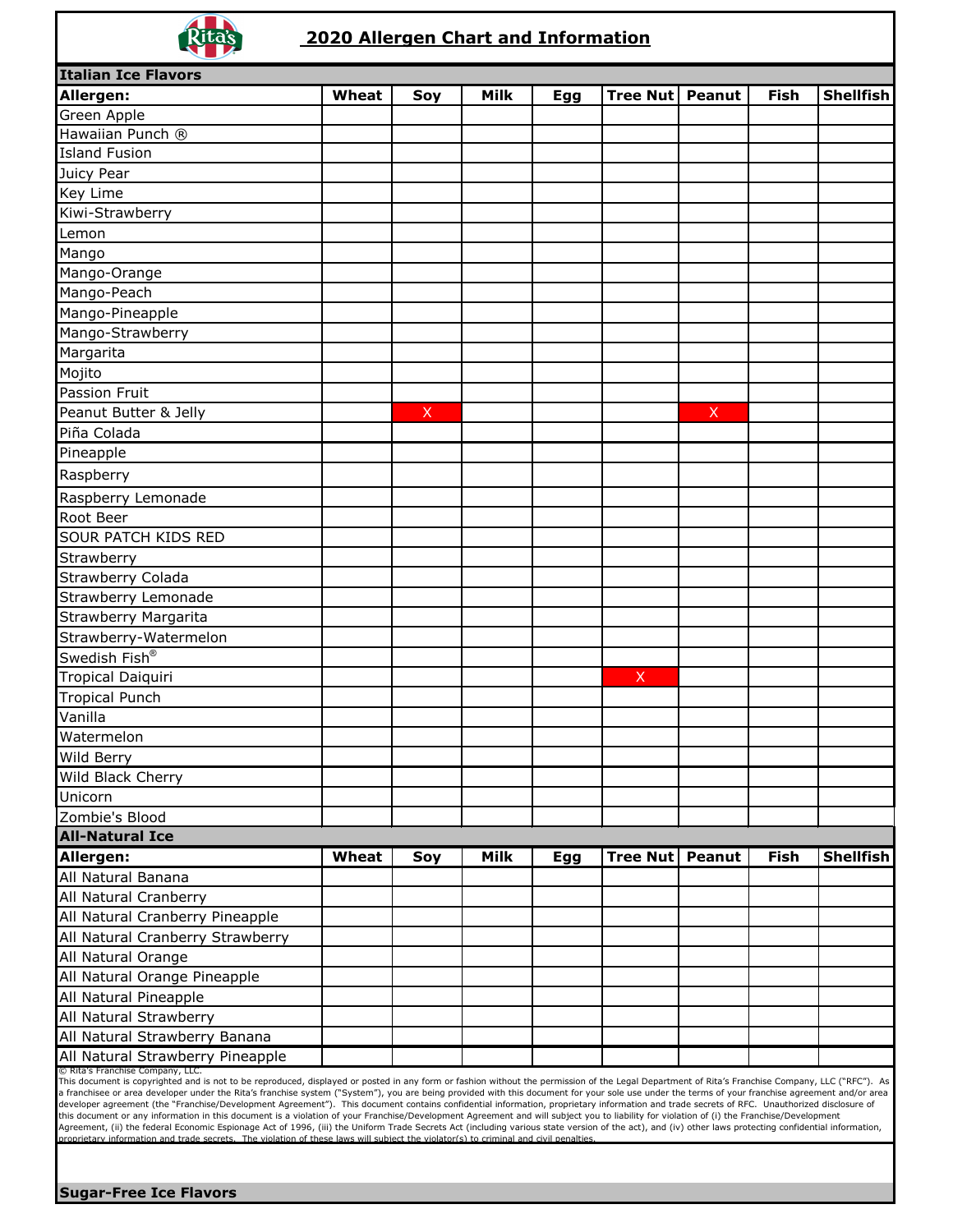# 2020 Allergen Chart and Information

## Italian Ice Flavors

| Allergen: | Wheat | Soy | Milk | Egg | Tree Nut | Peanut | Fish | Shellfish |
|---|---|---|---|---|---|---|---|---|
| Green Apple | | | | | | | | |
| Hawaiian Punch ® | | | | | | | | |
| Island Fusion | | | | | | | | |
| Juicy Pear | | | | | | | | |
| Key Lime | | | | | | | | |
| Kiwi-Strawberry | | | | | | | | |
| Lemon | | | | | | | | |
| Mango | | | | | | | | |
| Mango-Orange | | | | | | | | |
| Mango-Peach | | | | | | | | |
| Mango-Pineapple | | | | | | | | |
| Mango-Strawberry | | | | | | | | |
| Margarita | | | | | | | | |
| Mojito | | | | | | | | |
| Passion Fruit | | | | | | | | |
| Peanut Butter & Jelly | | X | | | | X | | |
| Piña Colada | | | | | | | | |
| Pineapple | | | | | | | | |
| Raspberry | | | | | | | | |
| Raspberry Lemonade | | | | | | | | |
| Root Beer | | | | | | | | |
| SOUR PATCH KIDS RED | | | | | | | | |
| Strawberry | | | | | | | | |
| Strawberry Colada | | | | | | | | |
| Strawberry Lemonade | | | | | | | | |
| Strawberry Margarita | | | | | | | | |
| Strawberry-Watermelon | | | | | | | | |
| Swedish Fish® | | | | | | | | |
| Tropical Daiquiri | | | | | X | | | |
| Tropical Punch | | | | | | | | |
| Vanilla | | | | | | | | |
| Watermelon | | | | | | | | |
| Wild Berry | | | | | | | | |
| Wild Black Cherry | | | | | | | | |
| Unicorn | | | | | | | | |
| Zombie's Blood | | | | | | | | |

## All-Natural Ice

| Allergen: | Wheat | Soy | Milk | Egg | Tree Nut | Peanut | Fish | Shellfish |
|---|---|---|---|---|---|---|---|---|
| All Natural Banana | | | | | | | | |
| All Natural Cranberry | | | | | | | | |
| All Natural Cranberry Pineapple | | | | | | | | |
| All Natural Cranberry Strawberry | | | | | | | | |
| All Natural Orange | | | | | | | | |
| All Natural Orange Pineapple | | | | | | | | |
| All Natural Pineapple | | | | | | | | |
| All Natural Strawberry | | | | | | | | |
| All Natural Strawberry Banana | | | | | | | | |
| All Natural Strawberry Pineapple | | | | | | | | |

© Rita's Franchise Company, LLC.
This document is copyrighted and is not to be reproduced, displayed or posted in any form or fashion without the permission of the Legal Department of Rita's Franchise Company, LLC ("RFC"). As a franchisee or area developer under the Rita's franchise system ("System"), you are being provided with this document for your sole use under the terms of your franchise agreement and/or area developer agreement (the "Franchise/Development Agreement"). This document contains confidential information, proprietary information and trade secrets of RFC. Unauthorized disclosure of this document or any information in this document is a violation of your Franchise/Development Agreement and will subject you to liability for violation of (i) the Franchise/Development Agreement, (ii) the federal Economic Espionage Act of 1996, (iii) the Uniform Trade Secrets Act (including various state version of the act), and (iv) other laws protecting confidential information, proprietary information and trade secrets. The violation of these laws will subject the violator(s) to criminal and civil penalties.

## Sugar-Free Ice Flavors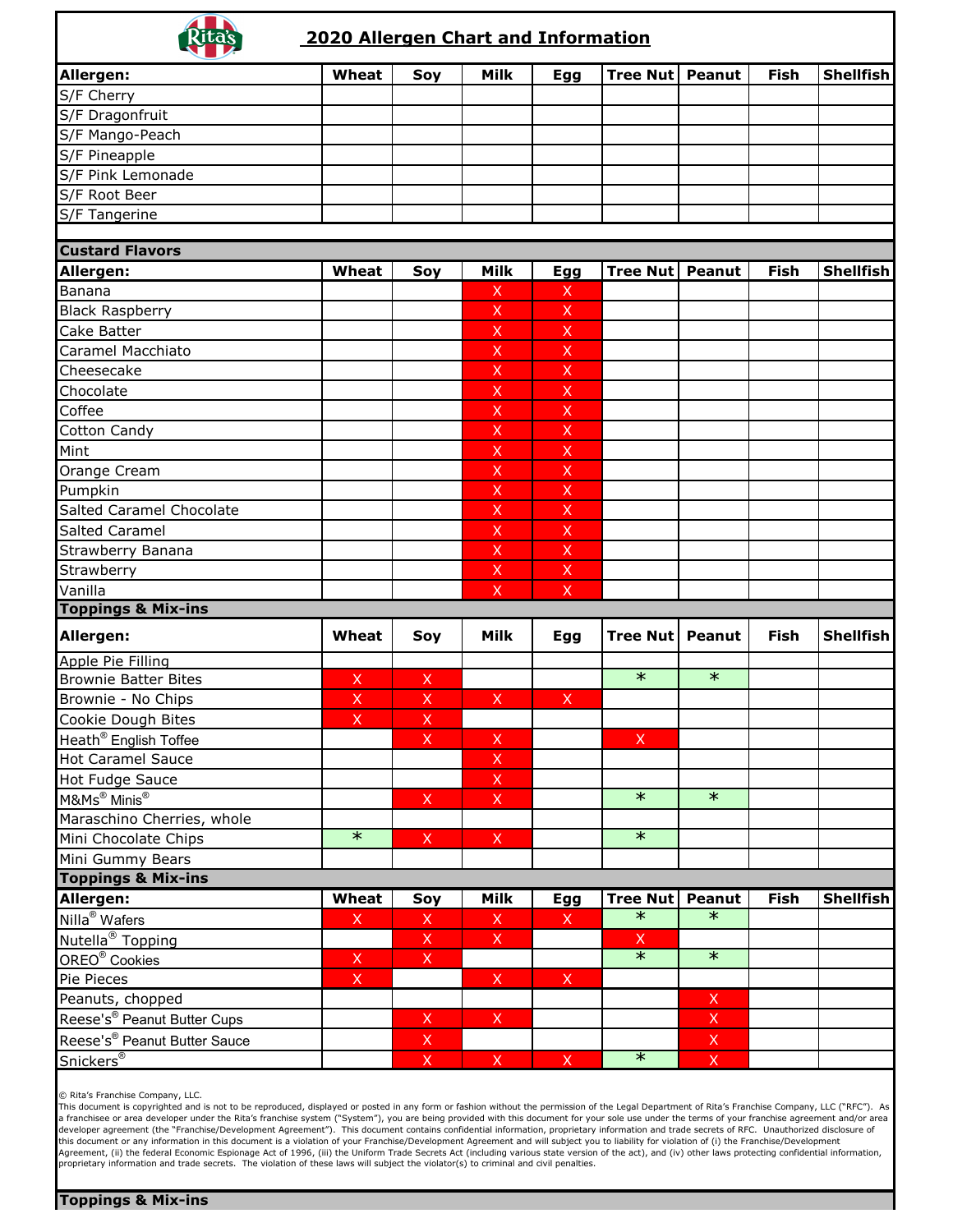# 2020 Allergen Chart and Information

| Allergen: | Wheat | Soy | Milk | Egg | Tree Nut | Peanut | Fish | Shellfish |
|---|---|---|---|---|---|---|---|---|
| S/F Cherry | | | | | | | | |
| S/F Dragonfruit | | | | | | | | |
| S/F Mango-Peach | | | | | | | | |
| S/F Pineapple | | | | | | | | |
| S/F Pink Lemonade | | | | | | | | |
| S/F Root Beer | | | | | | | | |
| S/F Tangerine | | | | | | | | |

**Custard Flavors**

| Allergen: | Wheat | Soy | Milk | Egg | Tree Nut | Peanut | Fish | Shellfish |
|---|---|---|---|---|---|---|---|---|
| Banana | | | X | X | | | | |
| Black Raspberry | | | X | X | | | | |
| Cake Batter | | | X | X | | | | |
| Caramel Macchiato | | | X | X | | | | |
| Cheesecake | | | X | X | | | | |
| Chocolate | | | X | X | | | | |
| Coffee | | | X | X | | | | |
| Cotton Candy | | | X | X | | | | |
| Mint | | | X | X | | | | |
| Orange Cream | | | X | X | | | | |
| Pumpkin | | | X | X | | | | |
| Salted Caramel Chocolate | | | X | X | | | | |
| Salted Caramel | | | X | X | | | | |
| Strawberry Banana | | | X | X | | | | |
| Strawberry | | | X | X | | | | |
| Vanilla | | | X | X | | | | |

**Toppings & Mix-ins**

| Allergen: | Wheat | Soy | Milk | Egg | Tree Nut | Peanut | Fish | Shellfish |
|---|---|---|---|---|---|---|---|---|
| Apple Pie Filling | | | | | | | | |
| Brownie Batter Bites | X | X | | | * | * | | |
| Brownie - No Chips | X | X | X | X | | | | |
| Cookie Dough Bites | X | X | | | | | | |
| Heath® English Toffee | | X | X | | X | | | |
| Hot Caramel Sauce | | | X | | | | | |
| Hot Fudge Sauce | | | X | | | | | |
| M&Ms® Minis® | | X | X | | * | * | | |
| Maraschino Cherries, whole | | | | | | | | |
| Mini Chocolate Chips | * | X | X | | * | | | |
| Mini Gummy Bears | | | | | | | | |

**Toppings & Mix-ins**

| Allergen: | Wheat | Soy | Milk | Egg | Tree Nut | Peanut | Fish | Shellfish |
|---|---|---|---|---|---|---|---|---|
| Nilla® Wafers | X | X | X | X | * | * | | |
| Nutella® Topping | | X | X | | X | | | |
| OREO® Cookies | X | X | | | * | * | | |
| Pie Pieces | X | | X | X | | | | |
| Peanuts, chopped | | | | | | X | | |
| Reese's® Peanut Butter Cups | | X | X | | | X | | |
| Reese's® Peanut Butter Sauce | | X | | | | X | | |
| Snickers® | | X | X | X | * | X | | |

© Rita's Franchise Company, LLC.
This document is copyrighted and is not to be reproduced, displayed or posted in any form or fashion without the permission of the Legal Department of Rita's Franchise Company, LLC ("RFC"). As a franchisee or area developer under the Rita's franchise system ("System"), you are being provided with this document for your sole use under the terms of your franchise agreement and/or area developer agreement (the "Franchise/Development Agreement"). This document contains confidential information, proprietary information and trade secrets of RFC. Unauthorized disclosure of this document or any information in this document is a violation of your Franchise/Development Agreement and will subject you to liability for violation of (i) the Franchise/Development Agreement, (ii) the federal Economic Espionage Act of 1996, (iii) the Uniform Trade Secrets Act (including various state version of the act), and (iv) other laws protecting confidential information, proprietary information and trade secrets. The violation of these laws will subject the violator(s) to criminal and civil penalties.

**Toppings & Mix-ins**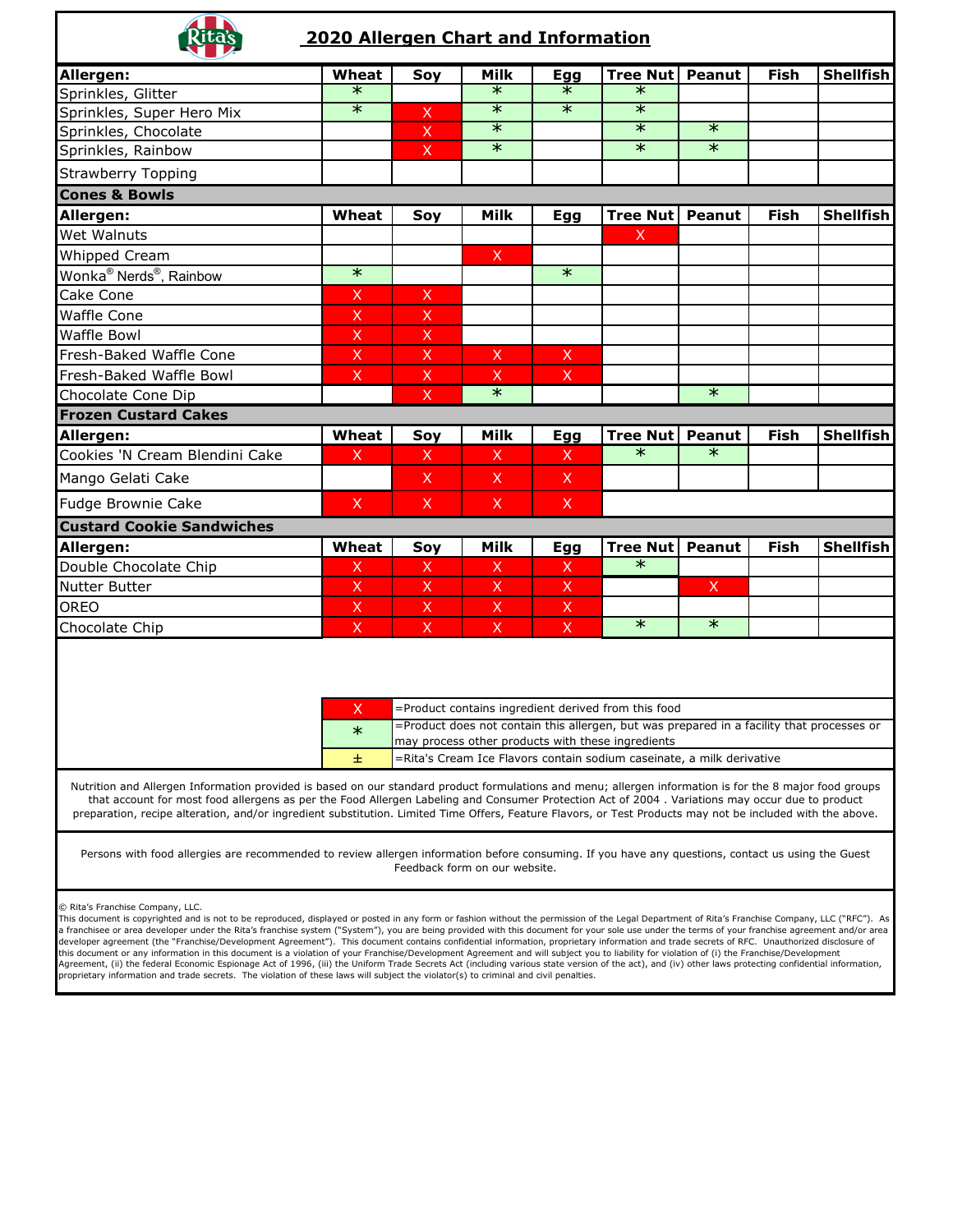# 2020 Allergen Chart and Information

| Allergen: | Wheat | Soy | Milk | Egg | Tree Nut | Peanut | Fish | Shellfish |
|---|---|---|---|---|---|---|---|---|
| Sprinkles, Glitter | * | | * | * | * | | | |
| Sprinkles, Super Hero Mix | * | X | * | * | * | | | |
| Sprinkles, Chocolate | | X | * | | * | * | | |
| Sprinkles, Rainbow | | X | * | | * | * | | |
| Strawberry Topping | | | | | | | | |
| **Cones & Bowls** | | | | | | | | |
| **Allergen:** | **Wheat** | **Soy** | **Milk** | **Egg** | **Tree Nut** | **Peanut** | **Fish** | **Shellfish** |
| Wet Walnuts | | | | | X | | | |
| Whipped Cream | | | X | | | | | |
| Wonka® Nerds®, Rainbow | * | | | * | | | | |
| Cake Cone | X | X | | | | | | |
| Waffle Cone | X | X | | | | | | |
| Waffle Bowl | X | X | | | | | | |
| Fresh-Baked Waffle Cone | X | X | X | X | | | | |
| Fresh-Baked Waffle Bowl | X | X | X | X | | | | |
| Chocolate Cone Dip | | X | * | | | * | | |
| **Frozen Custard Cakes** | | | | | | | | |
| **Allergen:** | **Wheat** | **Soy** | **Milk** | **Egg** | **Tree Nut** | **Peanut** | **Fish** | **Shellfish** |
| Cookies 'N Cream Blendini Cake | X | X | X | X | * | * | | |
| Mango Gelati Cake | | X | X | X | | | | |
| Fudge Brownie Cake | X | X | X | X | | | | |
| **Custard Cookie Sandwiches** | | | | | | | | |
| **Allergen:** | **Wheat** | **Soy** | **Milk** | **Egg** | **Tree Nut** | **Peanut** | **Fish** | **Shellfish** |
| Double Chocolate Chip | X | X | X | X | * | | | |
| Nutter Butter | X | X | X | X | | X | | |
| OREO | X | X | X | X | | | | |
| Chocolate Chip | X | X | X | X | * | * | | |

| | |
|---|---|
| X | =Product contains ingredient derived from this food |
| * | =Product does not contain this allergen, but was prepared in a facility that processes or may process other products with these ingredients |
| ± | =Rita's Cream Ice Flavors contain sodium caseinate, a milk derivative |

Nutrition and Allergen Information provided is based on our standard product formulations and menu; allergen information is for the 8 major food groups that account for most food allergens as per the Food Allergen Labeling and Consumer Protection Act of 2004 . Variations may occur due to product preparation, recipe alteration, and/or ingredient substitution. Limited Time Offers, Feature Flavors, or Test Products may not be included with the above.

Persons with food allergies are recommended to review allergen information before consuming. If you have any questions, contact us using the Guest Feedback form on our website.

© Rita's Franchise Company, LLC.
This document is copyrighted and is not to be reproduced, displayed or posted in any form or fashion without the permission of the Legal Department of Rita's Franchise Company, LLC ("RFC"). As a franchisee or area developer under the Rita's franchise system ("System"), you are being provided with this document for your sole use under the terms of your franchise agreement and/or area developer agreement (the "Franchise/Development Agreement"). This document contains confidential information, proprietary information and trade secrets of RFC. Unauthorized disclosure of this document or any information in this document is a violation of your Franchise/Development Agreement and will subject you to liability for violation of (i) the Franchise/Development Agreement, (ii) the federal Economic Espionage Act of 1996, (iii) the Uniform Trade Secrets Act (including various state version of the act), and (iv) other laws protecting confidential information, proprietary information and trade secrets. The violation of these laws will subject the violator(s) to criminal and civil penalties.